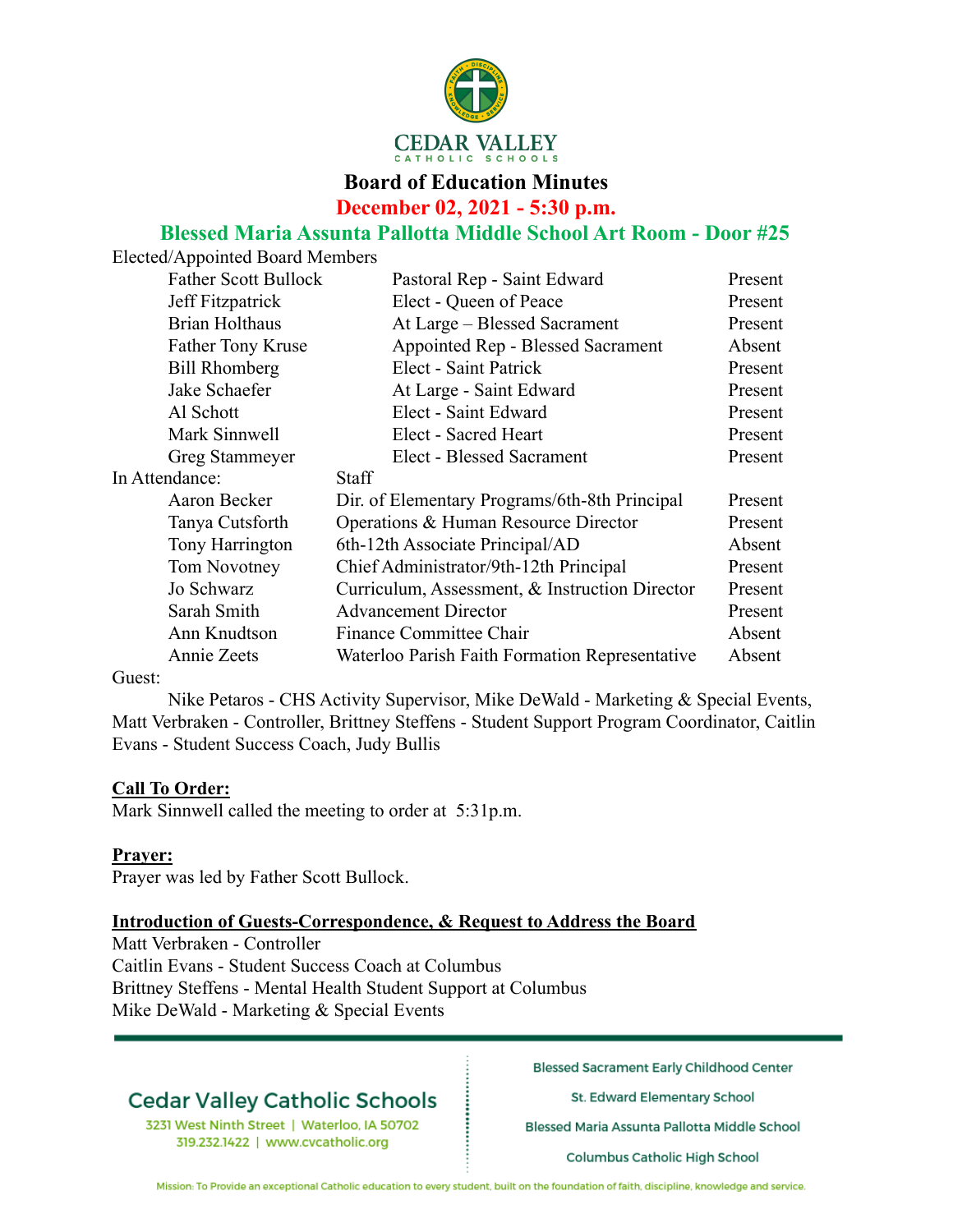# Board of Education Minutes

## December 02, 2021 - 5:30 p.m.

## Blessed Maria Assunta Pallotta Middle School Art Room - Door #25

Elected/Appointed Board Members

| | | |
|---|---|---|
| Father Scott Bullock | Pastoral Rep - Saint Edward | Present |
| Jeff Fitzpatrick | Elect - Queen of Peace | Present |
| Brian Holthaus | At Large – Blessed Sacrament | Present |
| Father Tony Kruse | Appointed Rep - Blessed Sacrament | Absent |
| Bill Rhomberg | Elect - Saint Patrick | Present |
| Jake Schaefer | At Large - Saint Edward | Present |
| Al Schott | Elect - Saint Edward | Present |
| Mark Sinnwell | Elect - Sacred Heart | Present |
| Greg Stammeyer | Elect - Blessed Sacrament | Present |

In Attendance: Staff

| | | |
|---|---|---|
| Aaron Becker | Dir. of Elementary Programs/6th-8th Principal | Present |
| Tanya Cutsforth | Operations & Human Resource Director | Present |
| Tony Harrington | 6th-12th Associate Principal/AD | Absent |
| Tom Novotney | Chief Administrator/9th-12th Principal | Present |
| Jo Schwarz | Curriculum, Assessment, & Instruction Director | Present |
| Sarah Smith | Advancement Director | Present |
| Ann Knudtson | Finance Committee Chair | Absent |
| Annie Zeets | Waterloo Parish Faith Formation Representative | Absent |

Guest:

Nike Petaros - CHS Activity Supervisor, Mike DeWald - Marketing & Special Events, Matt Verbraken - Controller, Brittney Steffens - Student Support Program Coordinator, Caitlin Evans - Student Success Coach, Judy Bullis

**Call To Order:**

Mark Sinnwell called the meeting to order at 5:31p.m.

**Prayer:**

Prayer was led by Father Scott Bullock.

**Introduction of Guests-Correspondence, & Request to Address the Board**

Matt Verbraken - Controller
Caitlin Evans - Student Success Coach at Columbus
Brittney Steffens - Mental Health Student Support at Columbus
Mike DeWald - Marketing & Special Events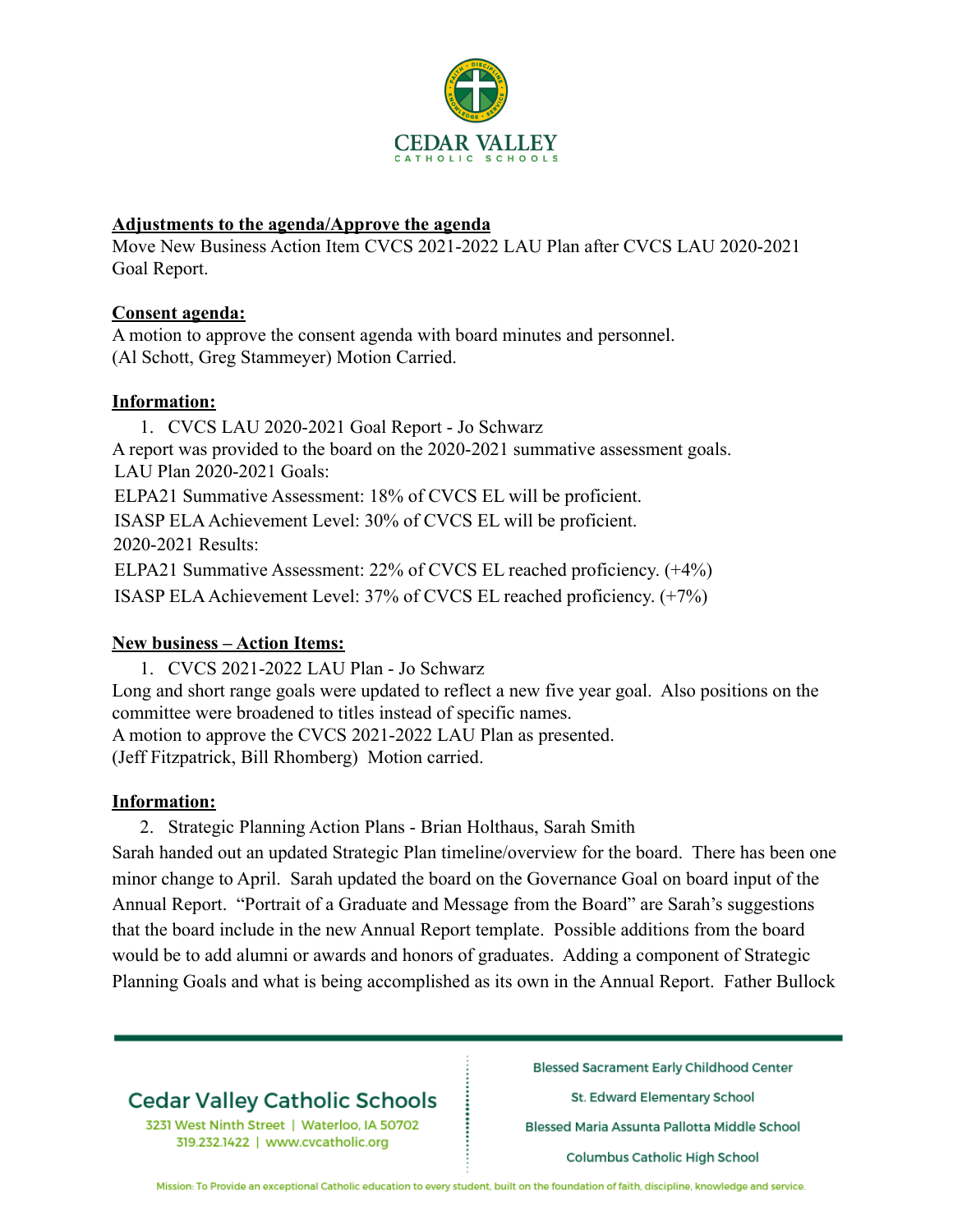**Adjustments to the agenda/Approve the agenda**

Move New Business Action Item CVCS 2021-2022 LAU Plan after CVCS LAU 2020-2021 Goal Report.

**Consent agenda:**

A motion to approve the consent agenda with board minutes and personnel.
(Al Schott, Greg Stammeyer) Motion Carried.

**Information:**

1. CVCS LAU 2020-2021 Goal Report - Jo Schwarz

A report was provided to the board on the 2020-2021 summative assessment goals.
LAU Plan 2020-2021 Goals:
ELPA21 Summative Assessment: 18% of CVCS EL will be proficient.
ISASP ELA Achievement Level: 30% of CVCS EL will be proficient.
2020-2021 Results:
ELPA21 Summative Assessment: 22% of CVCS EL reached proficiency. (+4%)
ISASP ELA Achievement Level: 37% of CVCS EL reached proficiency. (+7%)

**New business – Action Items:**

1. CVCS 2021-2022 LAU Plan - Jo Schwarz

Long and short range goals were updated to reflect a new five year goal. Also positions on the committee were broadened to titles instead of specific names.
A motion to approve the CVCS 2021-2022 LAU Plan as presented.
(Jeff Fitzpatrick, Bill Rhomberg) Motion carried.

**Information:**

2. Strategic Planning Action Plans - Brian Holthaus, Sarah Smith

Sarah handed out an updated Strategic Plan timeline/overview for the board. There has been one minor change to April. Sarah updated the board on the Governance Goal on board input of the Annual Report. "Portrait of a Graduate and Message from the Board" are Sarah's suggestions that the board include in the new Annual Report template. Possible additions from the board would be to add alumni or awards and honors of graduates. Adding a component of Strategic Planning Goals and what is being accomplished as its own in the Annual Report. Father Bullock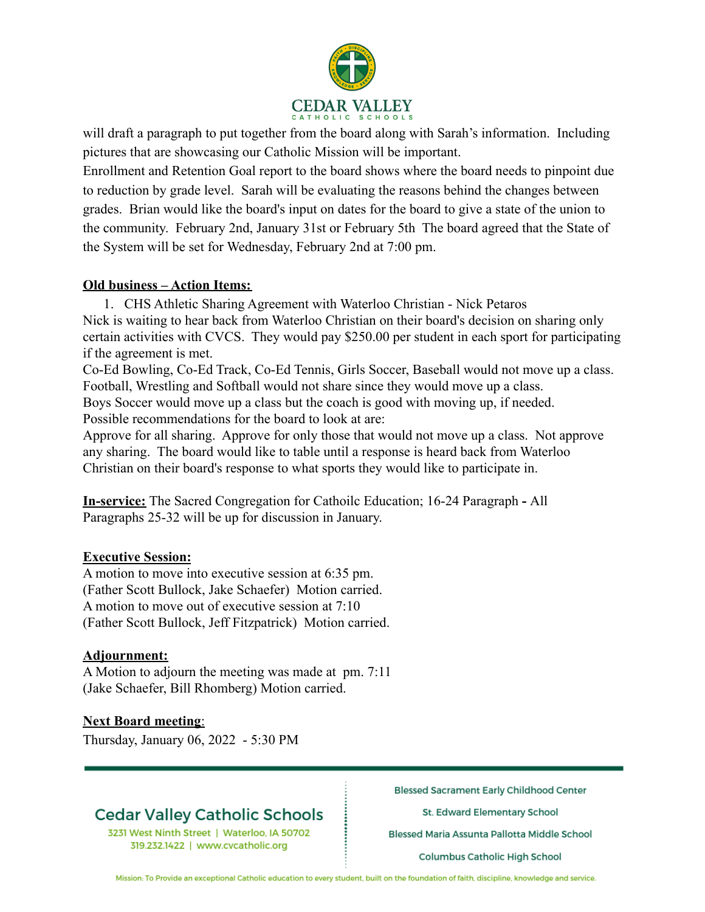will draft a paragraph to put together from the board along with Sarah's information. Including pictures that are showcasing our Catholic Mission will be important.

Enrollment and Retention Goal report to the board shows where the board needs to pinpoint due to reduction by grade level. Sarah will be evaluating the reasons behind the changes between grades. Brian would like the board's input on dates for the board to give a state of the union to the community. February 2nd, January 31st or February 5th The board agreed that the State of the System will be set for Wednesday, February 2nd at 7:00 pm.

**Old business – Action Items:**

1. CHS Athletic Sharing Agreement with Waterloo Christian - Nick Petaros

Nick is waiting to hear back from Waterloo Christian on their board's decision on sharing only certain activities with CVCS. They would pay $250.00 per student in each sport for participating if the agreement is met.

Co-Ed Bowling, Co-Ed Track, Co-Ed Tennis, Girls Soccer, Baseball would not move up a class.
Football, Wrestling and Softball would not share since they would move up a class.
Boys Soccer would move up a class but the coach is good with moving up, if needed.
Possible recommendations for the board to look at are:
Approve for all sharing. Approve for only those that would not move up a class. Not approve any sharing. The board would like to table until a response is heard back from Waterloo Christian on their board's response to what sports they would like to participate in.

**In-service:** The Sacred Congregation for Cathoilc Education; 16-24 Paragraph **-** All Paragraphs 25-32 will be up for discussion in January.

**Executive Session:**

A motion to move into executive session at 6:35 pm.
(Father Scott Bullock, Jake Schaefer) Motion carried.
A motion to move out of executive session at 7:10
(Father Scott Bullock, Jeff Fitzpatrick) Motion carried.

**Adjournment:**

A Motion to adjourn the meeting was made at pm. 7:11
(Jake Schaefer, Bill Rhomberg) Motion carried.

**Next Board meeting**:

Thursday, January 06, 2022 - 5:30 PM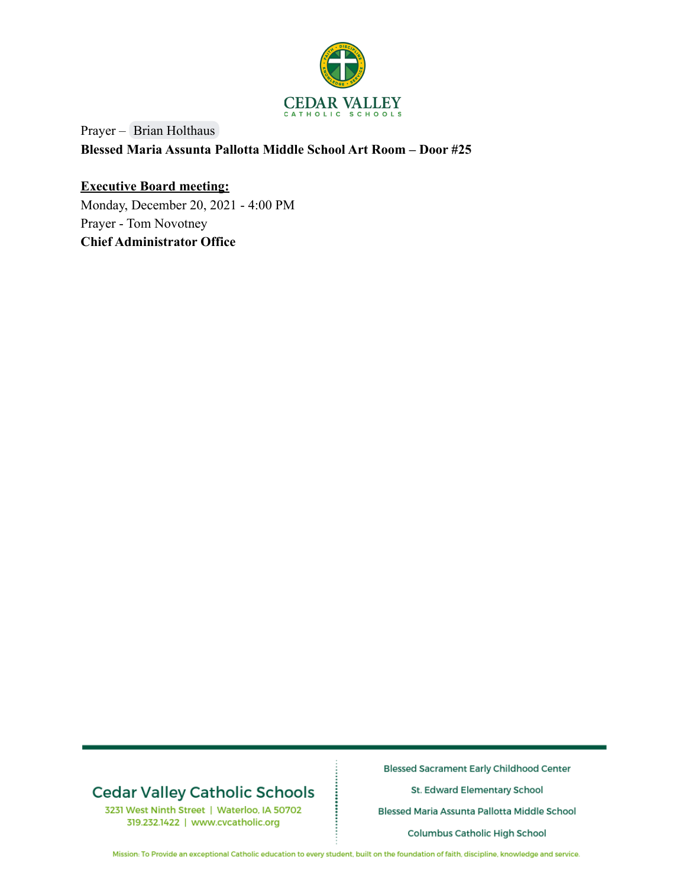Prayer – Brian Holthaus

**Blessed Maria Assunta Pallotta Middle School Art Room – Door #25**

**<u>Executive Board meeting:</u>**

Monday, December 20, 2021 - 4:00 PM

Prayer - Tom Novotney

**Chief Administrator Office**